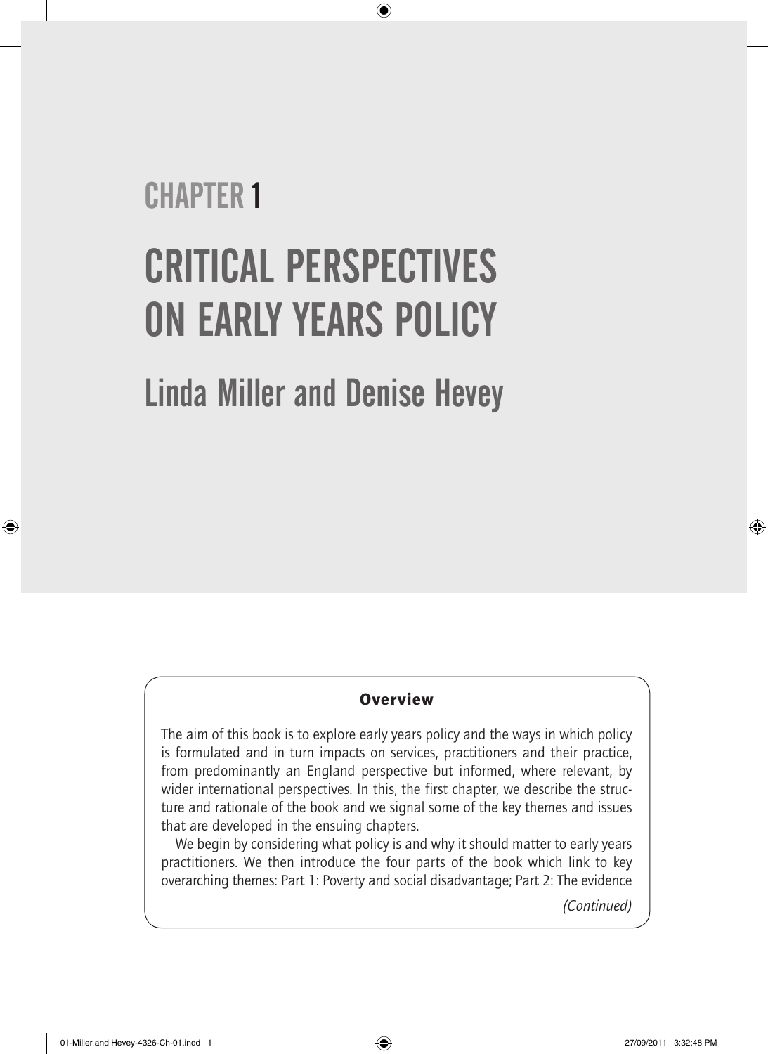# CHAPTER 1

# CRITICAL PERSPECTIVES ON EARLY YEARS POLICY

## Linda Miller and Denise Hevey

### Overview

The aim of this book is to explore early years policy and the ways in which policy is formulated and in turn impacts on services, practitioners and their practice, from predominantly an England perspective but informed, where relevant, by wider international perspectives. In this, the first chapter, we describe the structure and rationale of the book and we signal some of the key themes and issues that are developed in the ensuing chapters.

We begin by considering what policy is and why it should matter to early years practitioners. We then introduce the four parts of the book which link to key overarching themes: Part 1: Poverty and social disadvantage; Part 2: The evidence

*(Continued)*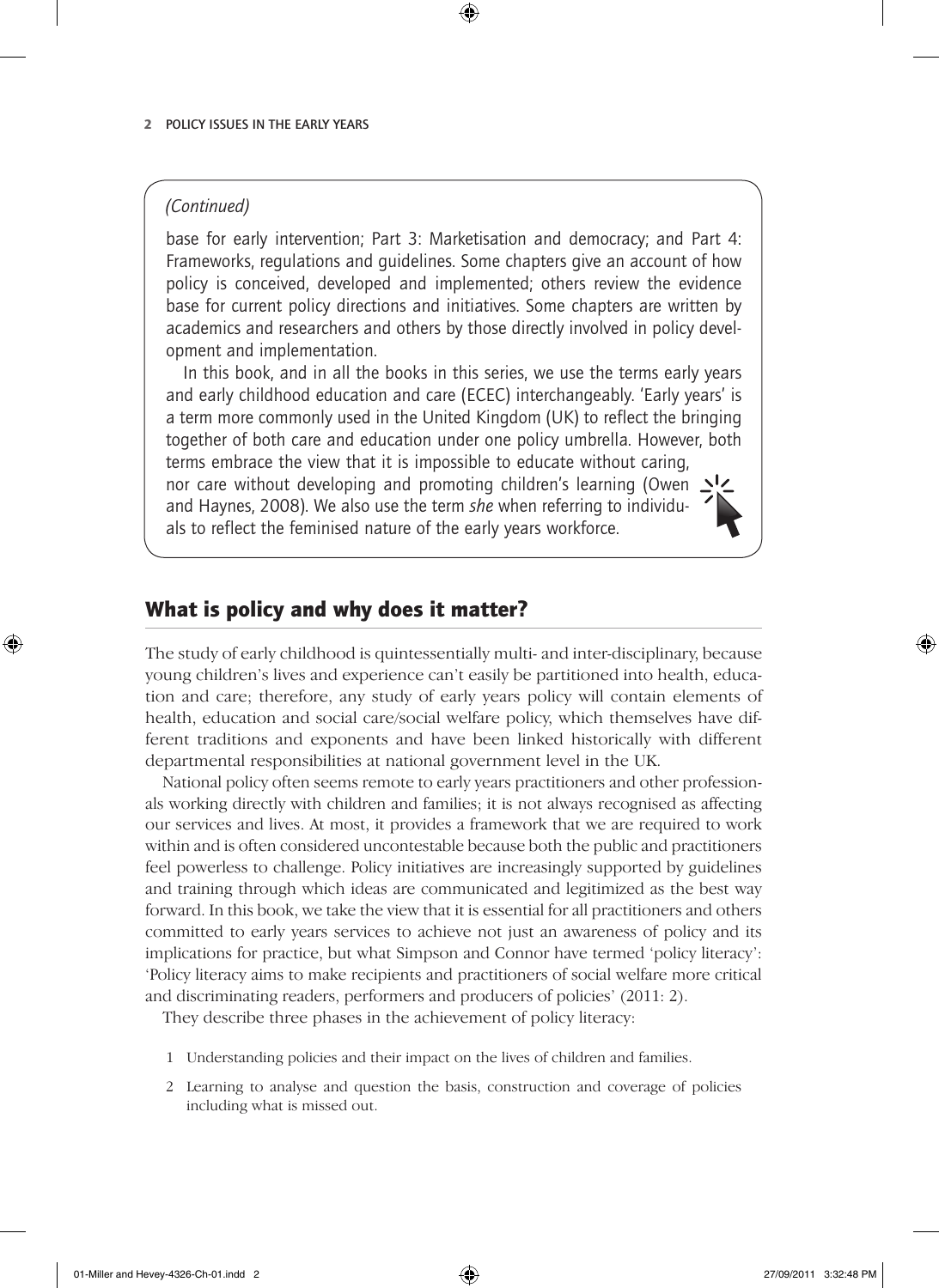*(Continued)*

base for early intervention; Part 3: Marketisation and democracy; and Part 4: Frameworks, regulations and guidelines. Some chapters give an account of how policy is conceived, developed and implemented; others review the evidence base for current policy directions and initiatives. Some chapters are written by academics and researchers and others by those directly involved in policy development and implementation.

In this book, and in all the books in this series, we use the terms early years and early childhood education and care (ECEC) interchangeably. 'Early years' is a term more commonly used in the United Kingdom (UK) to reflect the bringing together of both care and education under one policy umbrella. However, both terms embrace the view that it is impossible to educate without caring, nor care without developing and promoting children's learning (Owen and Haynes, 2008). We also use the term *she* when referring to individuals to reflect the feminised nature of the early years workforce.

## What is policy and why does it matter?

The study of early childhood is quintessentially multi- and inter-disciplinary, because young children's lives and experience can't easily be partitioned into health, education and care; therefore, any study of early years policy will contain elements of health, education and social care/social welfare policy, which themselves have different traditions and exponents and have been linked historically with different departmental responsibilities at national government level in the UK.

National policy often seems remote to early years practitioners and other professionals working directly with children and families; it is not always recognised as affecting our services and lives. At most, it provides a framework that we are required to work within and is often considered uncontestable because both the public and practitioners feel powerless to challenge. Policy initiatives are increasingly supported by guidelines and training through which ideas are communicated and legitimized as the best way forward. In this book, we take the view that it is essential for all practitioners and others committed to early years services to achieve not just an awareness of policy and its implications for practice, but what Simpson and Connor have termed 'policy literacy': 'Policy literacy aims to make recipients and practitioners of social welfare more critical and discriminating readers, performers and producers of policies' (2011: 2).

They describe three phases in the achievement of policy literacy:

1. Understanding policies and their impact on the lives of children and families.
2. Learning to analyse and question the basis, construction and coverage of policies including what is missed out.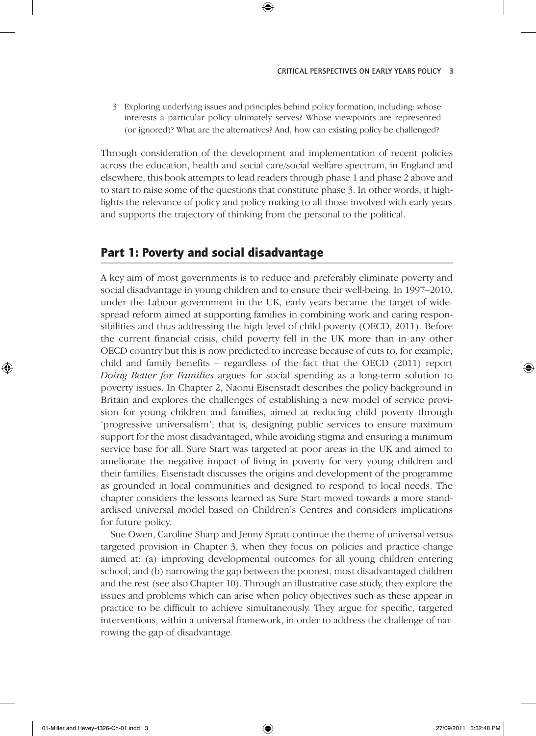3 Exploring underlying issues and principles behind policy formation, including: whose interests a particular policy ultimately serves? Whose viewpoints are represented (or ignored)? What are the alternatives? And, how can existing policy be challenged?

Through consideration of the development and implementation of recent policies across the education, health and social care/social welfare spectrum, in England and elsewhere, this book attempts to lead readers through phase 1 and phase 2 above and to start to raise some of the questions that constitute phase 3. In other words, it highlights the relevance of policy and policy making to all those involved with early years and supports the trajectory of thinking from the personal to the political.

## Part 1: Poverty and social disadvantage

A key aim of most governments is to reduce and preferably eliminate poverty and social disadvantage in young children and to ensure their well-being. In 1997–2010, under the Labour government in the UK, early years became the target of widespread reform aimed at supporting families in combining work and caring responsibilities and thus addressing the high level of child poverty (OECD, 2011). Before the current financial crisis, child poverty fell in the UK more than in any other OECD country but this is now predicted to increase because of cuts to, for example, child and family benefits – regardless of the fact that the OECD (2011) report *Doing Better for Families* argues for social spending as a long-term solution to poverty issues. In Chapter 2, Naomi Eisenstadt describes the policy background in Britain and explores the challenges of establishing a new model of service provision for young children and families, aimed at reducing child poverty through 'progressive universalism'; that is, designing public services to ensure maximum support for the most disadvantaged, while avoiding stigma and ensuring a minimum service base for all. Sure Start was targeted at poor areas in the UK and aimed to ameliorate the negative impact of living in poverty for very young children and their families. Eisenstadt discusses the origins and development of the programme as grounded in local communities and designed to respond to local needs. The chapter considers the lessons learned as Sure Start moved towards a more standardised universal model based on Children's Centres and considers implications for future policy.

Sue Owen, Caroline Sharp and Jenny Spratt continue the theme of universal versus targeted provision in Chapter 3, when they focus on policies and practice change aimed at: (a) improving developmental outcomes for all young children entering school; and (b) narrowing the gap between the poorest, most disadvantaged children and the rest (see also Chapter 10). Through an illustrative case study, they explore the issues and problems which can arise when policy objectives such as these appear in practice to be difficult to achieve simultaneously. They argue for specific, targeted interventions, within a universal framework, in order to address the challenge of narrowing the gap of disadvantage.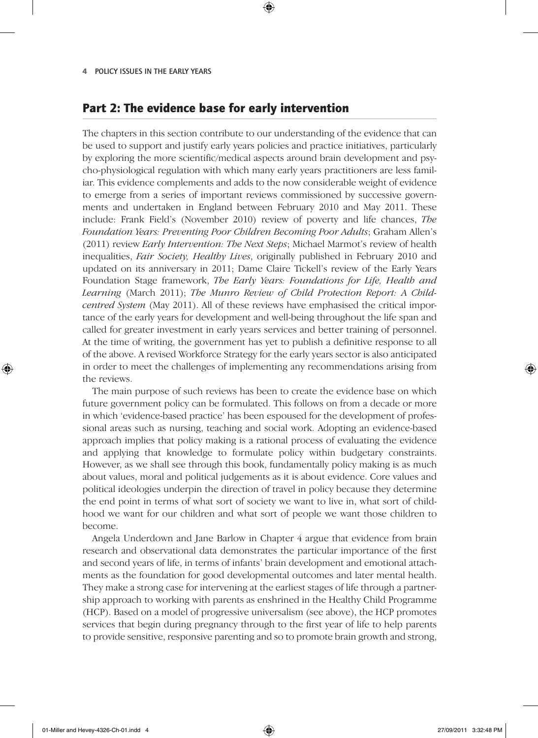## Part 2: The evidence base for early intervention

The chapters in this section contribute to our understanding of the evidence that can be used to support and justify early years policies and practice initiatives, particularly by exploring the more scientific/medical aspects around brain development and psycho-physiological regulation with which many early years practitioners are less familiar. This evidence complements and adds to the now considerable weight of evidence to emerge from a series of important reviews commissioned by successive governments and undertaken in England between February 2010 and May 2011. These include: Frank Field's (November 2010) review of poverty and life chances, *The Foundation Years: Preventing Poor Children Becoming Poor Adults*; Graham Allen's (2011) review *Early Intervention: The Next Steps*; Michael Marmot's review of health inequalities, *Fair Society, Healthy Lives*, originally published in February 2010 and updated on its anniversary in 2011; Dame Claire Tickell's review of the Early Years Foundation Stage framework, *The Early Years: Foundations for Life, Health and Learning* (March 2011); *The Munro Review of Child Protection Report: A Child-centred System* (May 2011). All of these reviews have emphasised the critical importance of the early years for development and well-being throughout the life span and called for greater investment in early years services and better training of personnel. At the time of writing, the government has yet to publish a definitive response to all of the above. A revised Workforce Strategy for the early years sector is also anticipated in order to meet the challenges of implementing any recommendations arising from the reviews.

The main purpose of such reviews has been to create the evidence base on which future government policy can be formulated. This follows on from a decade or more in which 'evidence-based practice' has been espoused for the development of professional areas such as nursing, teaching and social work. Adopting an evidence-based approach implies that policy making is a rational process of evaluating the evidence and applying that knowledge to formulate policy within budgetary constraints. However, as we shall see through this book, fundamentally policy making is as much about values, moral and political judgements as it is about evidence. Core values and political ideologies underpin the direction of travel in policy because they determine the end point in terms of what sort of society we want to live in, what sort of childhood we want for our children and what sort of people we want those children to become.

Angela Underdown and Jane Barlow in Chapter 4 argue that evidence from brain research and observational data demonstrates the particular importance of the first and second years of life, in terms of infants' brain development and emotional attachments as the foundation for good developmental outcomes and later mental health. They make a strong case for intervening at the earliest stages of life through a partnership approach to working with parents as enshrined in the Healthy Child Programme (HCP). Based on a model of progressive universalism (see above), the HCP promotes services that begin during pregnancy through to the first year of life to help parents to provide sensitive, responsive parenting and so to promote brain growth and strong,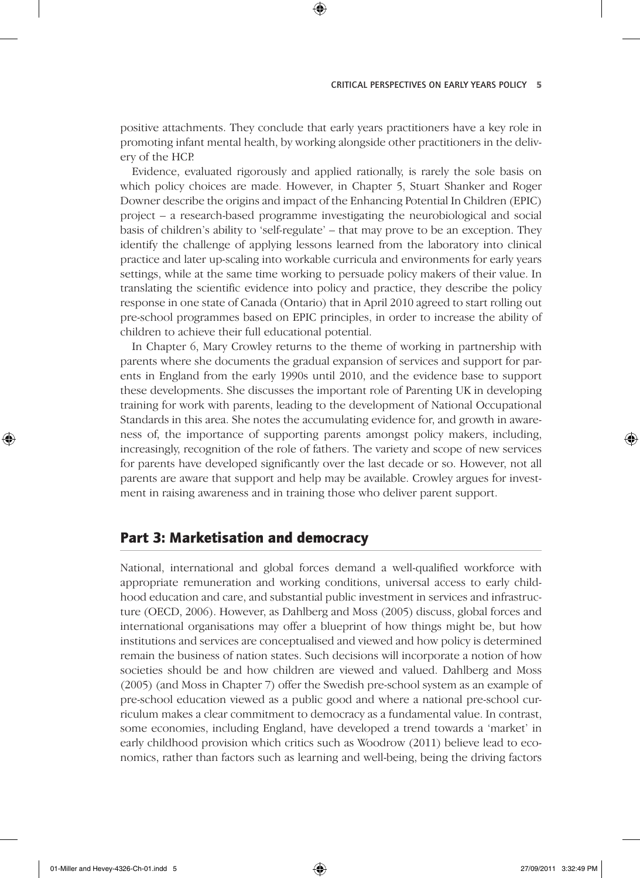positive attachments. They conclude that early years practitioners have a key role in promoting infant mental health, by working alongside other practitioners in the delivery of the HCP.

Evidence, evaluated rigorously and applied rationally, is rarely the sole basis on which policy choices are made. However, in Chapter 5, Stuart Shanker and Roger Downer describe the origins and impact of the Enhancing Potential In Children (EPIC) project – a research-based programme investigating the neurobiological and social basis of children's ability to 'self-regulate' – that may prove to be an exception. They identify the challenge of applying lessons learned from the laboratory into clinical practice and later up-scaling into workable curricula and environments for early years settings, while at the same time working to persuade policy makers of their value. In translating the scientific evidence into policy and practice, they describe the policy response in one state of Canada (Ontario) that in April 2010 agreed to start rolling out pre-school programmes based on EPIC principles, in order to increase the ability of children to achieve their full educational potential.

In Chapter 6, Mary Crowley returns to the theme of working in partnership with parents where she documents the gradual expansion of services and support for parents in England from the early 1990s until 2010, and the evidence base to support these developments. She discusses the important role of Parenting UK in developing training for work with parents, leading to the development of National Occupational Standards in this area. She notes the accumulating evidence for, and growth in awareness of, the importance of supporting parents amongst policy makers, including, increasingly, recognition of the role of fathers. The variety and scope of new services for parents have developed significantly over the last decade or so. However, not all parents are aware that support and help may be available. Crowley argues for investment in raising awareness and in training those who deliver parent support.

## Part 3: Marketisation and democracy

National, international and global forces demand a well-qualified workforce with appropriate remuneration and working conditions, universal access to early childhood education and care, and substantial public investment in services and infrastructure (OECD, 2006). However, as Dahlberg and Moss (2005) discuss, global forces and international organisations may offer a blueprint of how things might be, but how institutions and services are conceptualised and viewed and how policy is determined remain the business of nation states. Such decisions will incorporate a notion of how societies should be and how children are viewed and valued. Dahlberg and Moss (2005) (and Moss in Chapter 7) offer the Swedish pre-school system as an example of pre-school education viewed as a public good and where a national pre-school curriculum makes a clear commitment to democracy as a fundamental value. In contrast, some economies, including England, have developed a trend towards a 'market' in early childhood provision which critics such as Woodrow (2011) believe lead to economics, rather than factors such as learning and well-being, being the driving factors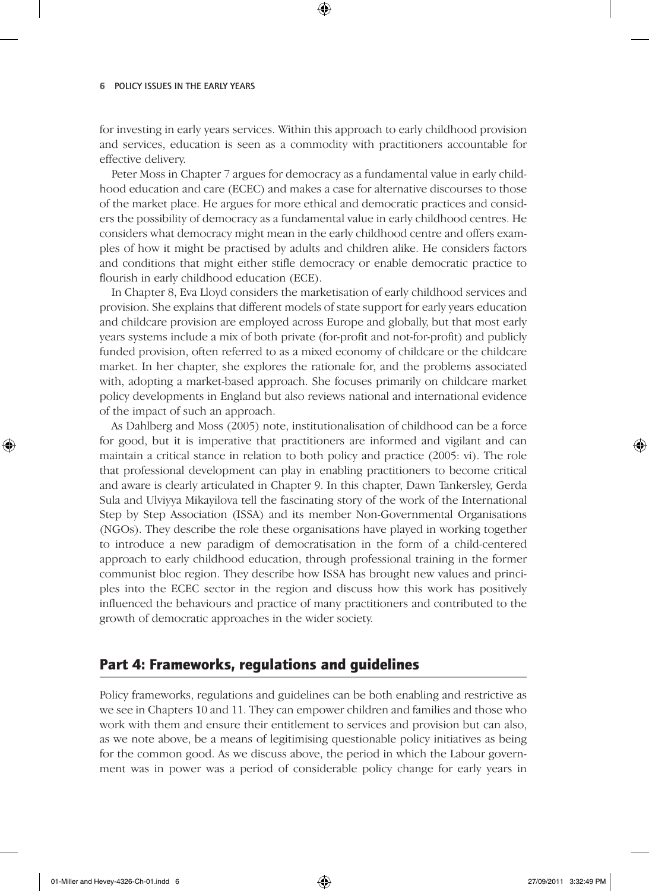for investing in early years services. Within this approach to early childhood provision and services, education is seen as a commodity with practitioners accountable for effective delivery.

Peter Moss in Chapter 7 argues for democracy as a fundamental value in early childhood education and care (ECEC) and makes a case for alternative discourses to those of the market place. He argues for more ethical and democratic practices and considers the possibility of democracy as a fundamental value in early childhood centres. He considers what democracy might mean in the early childhood centre and offers examples of how it might be practised by adults and children alike. He considers factors and conditions that might either stifle democracy or enable democratic practice to flourish in early childhood education (ECE).

In Chapter 8, Eva Lloyd considers the marketisation of early childhood services and provision. She explains that different models of state support for early years education and childcare provision are employed across Europe and globally, but that most early years systems include a mix of both private (for-profit and not-for-profit) and publicly funded provision, often referred to as a mixed economy of childcare or the childcare market. In her chapter, she explores the rationale for, and the problems associated with, adopting a market-based approach. She focuses primarily on childcare market policy developments in England but also reviews national and international evidence of the impact of such an approach.

As Dahlberg and Moss (2005) note, institutionalisation of childhood can be a force for good, but it is imperative that practitioners are informed and vigilant and can maintain a critical stance in relation to both policy and practice (2005: vi). The role that professional development can play in enabling practitioners to become critical and aware is clearly articulated in Chapter 9. In this chapter, Dawn Tankersley, Gerda Sula and Ulviyya Mikayilova tell the fascinating story of the work of the International Step by Step Association (ISSA) and its member Non-Governmental Organisations (NGOs). They describe the role these organisations have played in working together to introduce a new paradigm of democratisation in the form of a child-centered approach to early childhood education, through professional training in the former communist bloc region. They describe how ISSA has brought new values and principles into the ECEC sector in the region and discuss how this work has positively influenced the behaviours and practice of many practitioners and contributed to the growth of democratic approaches in the wider society.

## Part 4: Frameworks, regulations and guidelines

Policy frameworks, regulations and guidelines can be both enabling and restrictive as we see in Chapters 10 and 11. They can empower children and families and those who work with them and ensure their entitlement to services and provision but can also, as we note above, be a means of legitimising questionable policy initiatives as being for the common good. As we discuss above, the period in which the Labour government was in power was a period of considerable policy change for early years in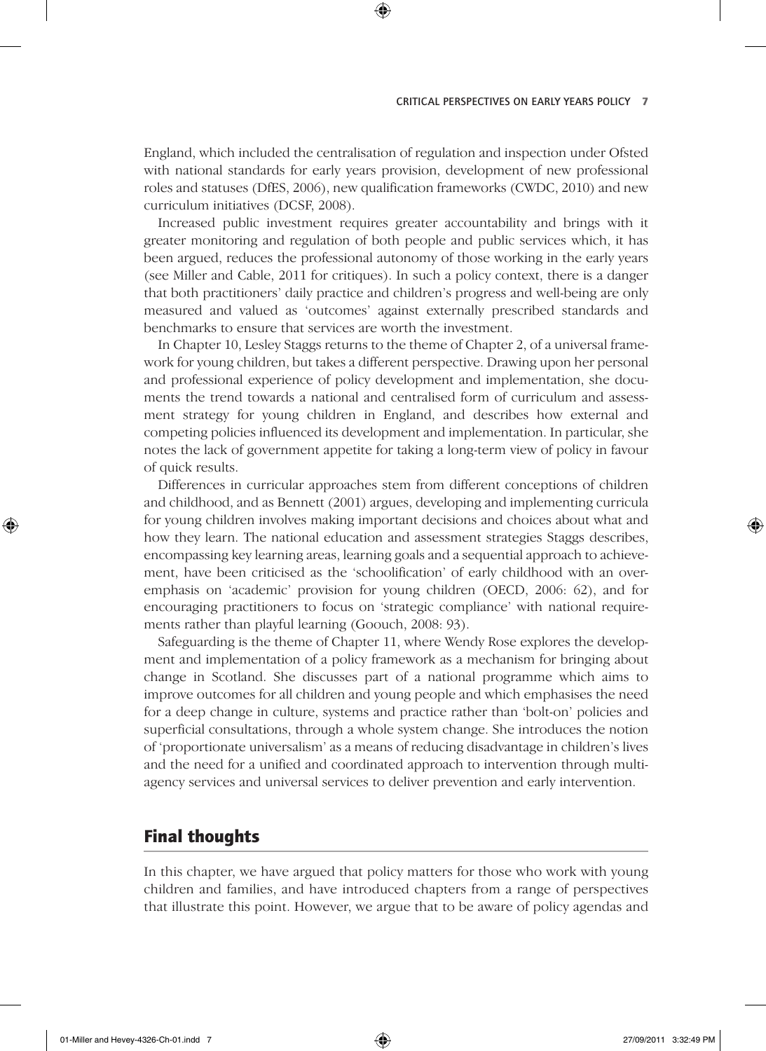England, which included the centralisation of regulation and inspection under Ofsted with national standards for early years provision, development of new professional roles and statuses (DfES, 2006), new qualification frameworks (CWDC, 2010) and new curriculum initiatives (DCSF, 2008).

Increased public investment requires greater accountability and brings with it greater monitoring and regulation of both people and public services which, it has been argued, reduces the professional autonomy of those working in the early years (see Miller and Cable, 2011 for critiques). In such a policy context, there is a danger that both practitioners' daily practice and children's progress and well-being are only measured and valued as 'outcomes' against externally prescribed standards and benchmarks to ensure that services are worth the investment.

In Chapter 10, Lesley Staggs returns to the theme of Chapter 2, of a universal framework for young children, but takes a different perspective. Drawing upon her personal and professional experience of policy development and implementation, she documents the trend towards a national and centralised form of curriculum and assessment strategy for young children in England, and describes how external and competing policies influenced its development and implementation. In particular, she notes the lack of government appetite for taking a long-term view of policy in favour of quick results.

Differences in curricular approaches stem from different conceptions of children and childhood, and as Bennett (2001) argues, developing and implementing curricula for young children involves making important decisions and choices about what and how they learn. The national education and assessment strategies Staggs describes, encompassing key learning areas, learning goals and a sequential approach to achievement, have been criticised as the 'schoolification' of early childhood with an overemphasis on 'academic' provision for young children (OECD, 2006: 62), and for encouraging practitioners to focus on 'strategic compliance' with national requirements rather than playful learning (Goouch, 2008: 93).

Safeguarding is the theme of Chapter 11, where Wendy Rose explores the development and implementation of a policy framework as a mechanism for bringing about change in Scotland. She discusses part of a national programme which aims to improve outcomes for all children and young people and which emphasises the need for a deep change in culture, systems and practice rather than 'bolt-on' policies and superficial consultations, through a whole system change. She introduces the notion of 'proportionate universalism' as a means of reducing disadvantage in children's lives and the need for a unified and coordinated approach to intervention through multi-agency services and universal services to deliver prevention and early intervention.

## Final thoughts

In this chapter, we have argued that policy matters for those who work with young children and families, and have introduced chapters from a range of perspectives that illustrate this point. However, we argue that to be aware of policy agendas and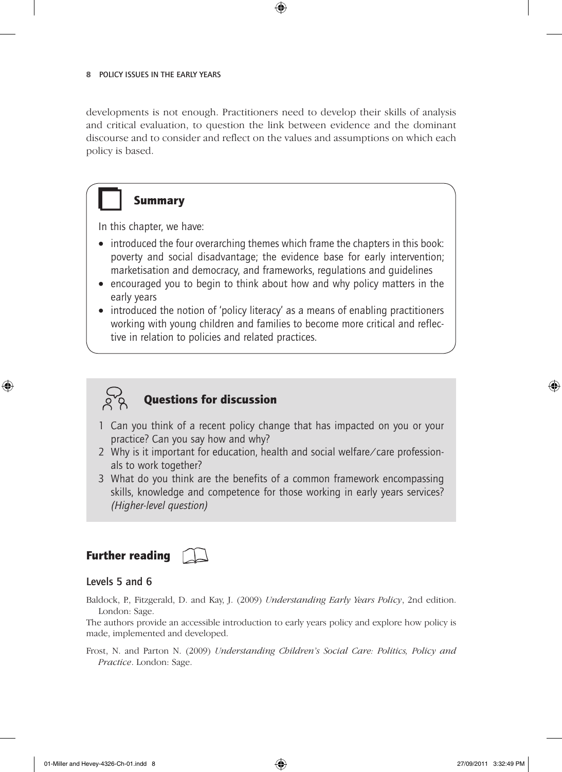developments is not enough. Practitioners need to develop their skills of analysis and critical evaluation, to question the link between evidence and the dominant discourse and to consider and reflect on the values and assumptions on which each policy is based.

## Summary

In this chapter, we have:

- introduced the four overarching themes which frame the chapters in this book: poverty and social disadvantage; the evidence base for early intervention; marketisation and democracy, and frameworks, regulations and guidelines
- encouraged you to begin to think about how and why policy matters in the early years
- introduced the notion of 'policy literacy' as a means of enabling practitioners working with young children and families to become more critical and reflective in relation to policies and related practices.

## Questions for discussion

1. Can you think of a recent policy change that has impacted on you or your practice? Can you say how and why?
2. Why is it important for education, health and social welfare/care professionals to work together?
3. What do you think are the benefits of a common framework encompassing skills, knowledge and competence for those working in early years services? *(Higher-level question)*

## Further reading

### Levels 5 and 6

Baldock, P., Fitzgerald, D. and Kay, J. (2009) *Understanding Early Years Policy*, 2nd edition. London: Sage.

The authors provide an accessible introduction to early years policy and explore how policy is made, implemented and developed.

Frost, N. and Parton N. (2009) *Understanding Children's Social Care: Politics, Policy and Practice*. London: Sage.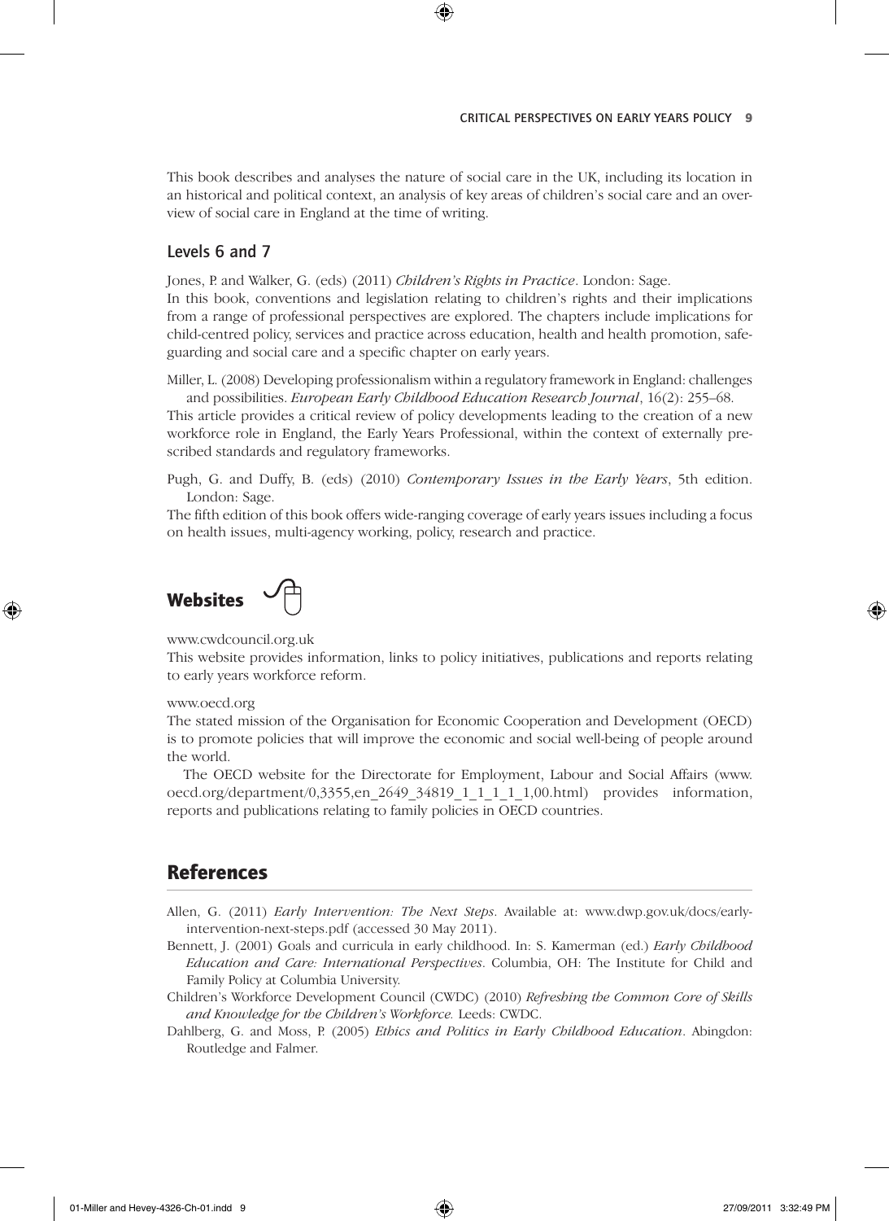This book describes and analyses the nature of social care in the UK, including its location in an historical and political context, an analysis of key areas of children's social care and an overview of social care in England at the time of writing.

### Levels 6 and 7

Jones, P. and Walker, G. (eds) (2011) *Children's Rights in Practice*. London: Sage.
In this book, conventions and legislation relating to children's rights and their implications from a range of professional perspectives are explored. The chapters include implications for child-centred policy, services and practice across education, health and health promotion, safeguarding and social care and a specific chapter on early years.

Miller, L. (2008) Developing professionalism within a regulatory framework in England: challenges and possibilities. *European Early Childhood Education Research Journal*, 16(2): 255–68.
This article provides a critical review of policy developments leading to the creation of a new workforce role in England, the Early Years Professional, within the context of externally prescribed standards and regulatory frameworks.

Pugh, G. and Duffy, B. (eds) (2010) *Contemporary Issues in the Early Years*, 5th edition. London: Sage.
The fifth edition of this book offers wide-ranging coverage of early years issues including a focus on health issues, multi-agency working, policy, research and practice.

## Websites

www.cwdcouncil.org.uk
This website provides information, links to policy initiatives, publications and reports relating to early years workforce reform.

www.oecd.org
The stated mission of the Organisation for Economic Cooperation and Development (OECD) is to promote policies that will improve the economic and social well-being of people around the world.

The OECD website for the Directorate for Employment, Labour and Social Affairs (www.oecd.org/department/0,3355,en_2649_34819_1_1_1_1_1,00.html) provides information, reports and publications relating to family policies in OECD countries.

## References

Allen, G. (2011) *Early Intervention: The Next Steps*. Available at: www.dwp.gov.uk/docs/early-intervention-next-steps.pdf (accessed 30 May 2011).

Bennett, J. (2001) Goals and curricula in early childhood. In: S. Kamerman (ed.) *Early Childhood Education and Care: International Perspectives*. Columbia, OH: The Institute for Child and Family Policy at Columbia University.

Children's Workforce Development Council (CWDC) (2010) *Refreshing the Common Core of Skills and Knowledge for the Children's Workforce.* Leeds: CWDC.

Dahlberg, G. and Moss, P. (2005) *Ethics and Politics in Early Childhood Education*. Abingdon: Routledge and Falmer.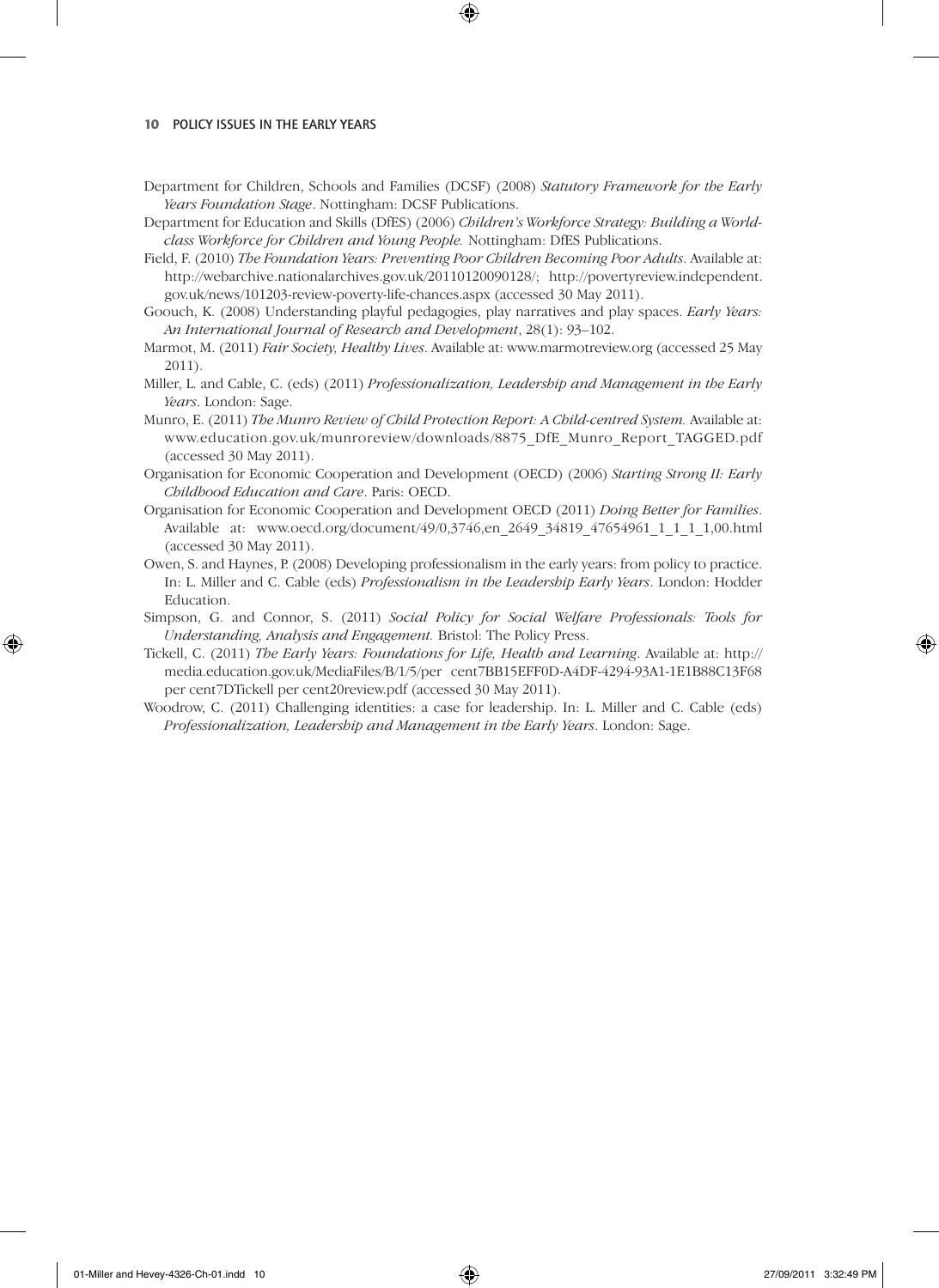Department for Children, Schools and Families (DCSF) (2008) *Statutory Framework for the Early Years Foundation Stage*. Nottingham: DCSF Publications.

Department for Education and Skills (DfES) (2006) *Children's Workforce Strategy: Building a World-class Workforce for Children and Young People.* Nottingham: DfES Publications.

Field, F. (2010) *The Foundation Years: Preventing Poor Children Becoming Poor Adults*. Available at: http://webarchive.nationalarchives.gov.uk/20110120090128/; http://povertyreview.independent.gov.uk/news/101203-review-poverty-life-chances.aspx (accessed 30 May 2011).

Goouch, K. (2008) Understanding playful pedagogies, play narratives and play spaces. *Early Years: An International Journal of Research and Development*, 28(1): 93–102.

Marmot, M. (2011) *Fair Society, Healthy Lives*. Available at: www.marmotreview.org (accessed 25 May 2011).

Miller, L. and Cable, C. (eds) (2011) *Professionalization, Leadership and Management in the Early Years*. London: Sage.

Munro, E. (2011) *The Munro Review of Child Protection Report: A Child-centred System.* Available at: www.education.gov.uk/munroreview/downloads/8875_DfE_Munro_Report_TAGGED.pdf (accessed 30 May 2011).

Organisation for Economic Cooperation and Development (OECD) (2006) *Starting Strong II: Early Childhood Education and Care*. Paris: OECD.

Organisation for Economic Cooperation and Development OECD (2011) *Doing Better for Families*. Available at: www.oecd.org/document/49/0,3746,en_2649_34819_47654961_1_1_1_1,00.html (accessed 30 May 2011).

Owen, S. and Haynes, P. (2008) Developing professionalism in the early years: from policy to practice. In: L. Miller and C. Cable (eds) *Professionalism in the Leadership Early Years*. London: Hodder Education.

Simpson, G. and Connor, S. (2011) *Social Policy for Social Welfare Professionals: Tools for Understanding, Analysis and Engagement.* Bristol: The Policy Press.

Tickell, C. (2011) *The Early Years: Foundations for Life, Health and Learning*. Available at: http://media.education.gov.uk/MediaFiles/B/1/5/per cent7BB15EFF0D-A4DF-4294-93A1-1E1B88C13F68 per cent7DTickell per cent20review.pdf (accessed 30 May 2011).

Woodrow, C. (2011) Challenging identities: a case for leadership. In: L. Miller and C. Cable (eds) *Professionalization, Leadership and Management in the Early Years*. London: Sage.